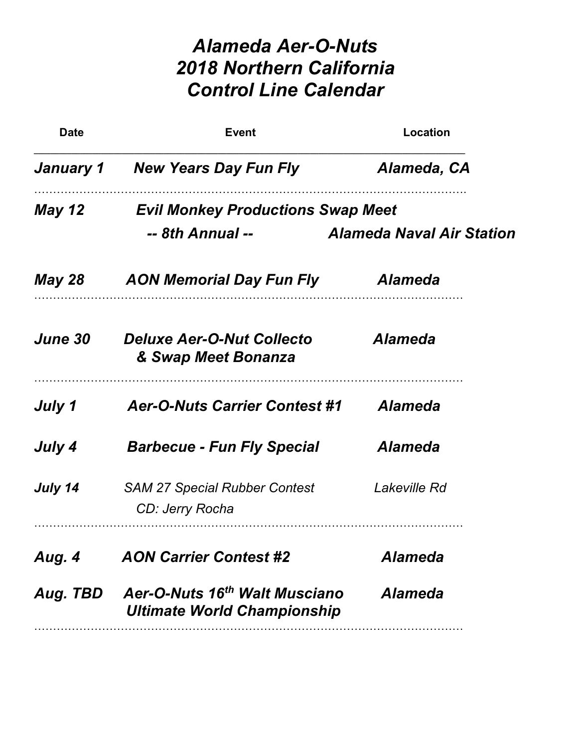# *Alameda Aer-O-Nuts 2018 Northern California Control Line Calendar*

| Date | Event | Location |
|---|---|---|
| ***January 1*** | ***New Years Day Fun Fly*** | ***Alameda, CA*** |
| ***May 12*** | ***Evil Monkey Productions Swap Meet -- 8th Annual --*** | ***Alameda Naval Air Station*** |
| ***May 28*** | ***AON Memorial Day Fun Fly*** | ***Alameda*** |
| ***June 30*** | ***Deluxe Aer-O-Nut Collecto & Swap Meet Bonanza*** | ***Alameda*** |
| ***July 1*** | ***Aer-O-Nuts Carrier Contest #1*** | ***Alameda*** |
| ***July 4*** | ***Barbecue - Fun Fly Special*** | ***Alameda*** |
| ***July 14*** | *SAM 27 Special Rubber Contest CD: Jerry Rocha* | *Lakeville Rd* |
| ***Aug. 4*** | ***AON Carrier Contest #2*** | ***Alameda*** |
| ***Aug. TBD*** | ***Aer-O-Nuts 16th Walt Musciano Ultimate World Championship*** | ***Alameda*** |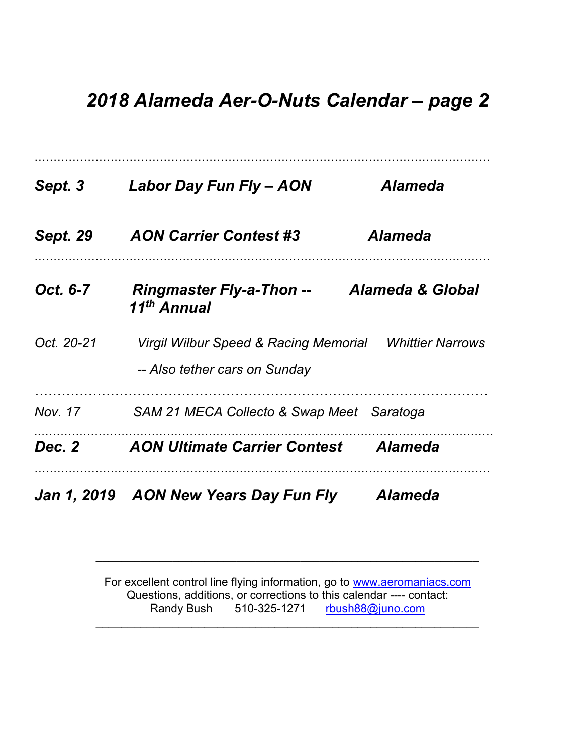# *2018 Alameda Aer-O-Nuts Calendar – page 2*

.....................................................................................................................

| | | |
|---|---|---|
| ***Sept. 3*** | ***Labor Day Fun Fly – AON*** | ***Alameda*** |
| ***Sept. 29*** | ***AON Carrier Contest #3*** | ***Alameda*** |

.....................................................................................................................

| | | |
|---|---|---|
| ***Oct. 6-7*** | ***Ringmaster Fly-a-Thon -- 11th Annual*** | ***Alameda & Global*** |
| *Oct. 20-21* | *Virgil Wilbur Speed & Racing Memorial -- Also tether cars on Sunday* | *Whittier Narrows* |

.....................................................................................................................

| | | |
|---|---|---|
| *Nov. 17* | *SAM 21 MECA Collecto & Swap Meet* | *Saratoga* |

.....................................................................................................................

| | | |
|---|---|---|
| ***Dec. 2*** | ***AON Ultimate Carrier Contest*** | ***Alameda*** |

.....................................................................................................................

| | | |
|---|---|---|
| ***Jan 1, 2019*** | ***AON New Years Day Fun Fly*** | ***Alameda*** |

---

For excellent control line flying information, go to www.aeromaniacs.com
Questions, additions, or corrections to this calendar ---- contact:
Randy Bush 510-325-1271 rbush88@juno.com

---